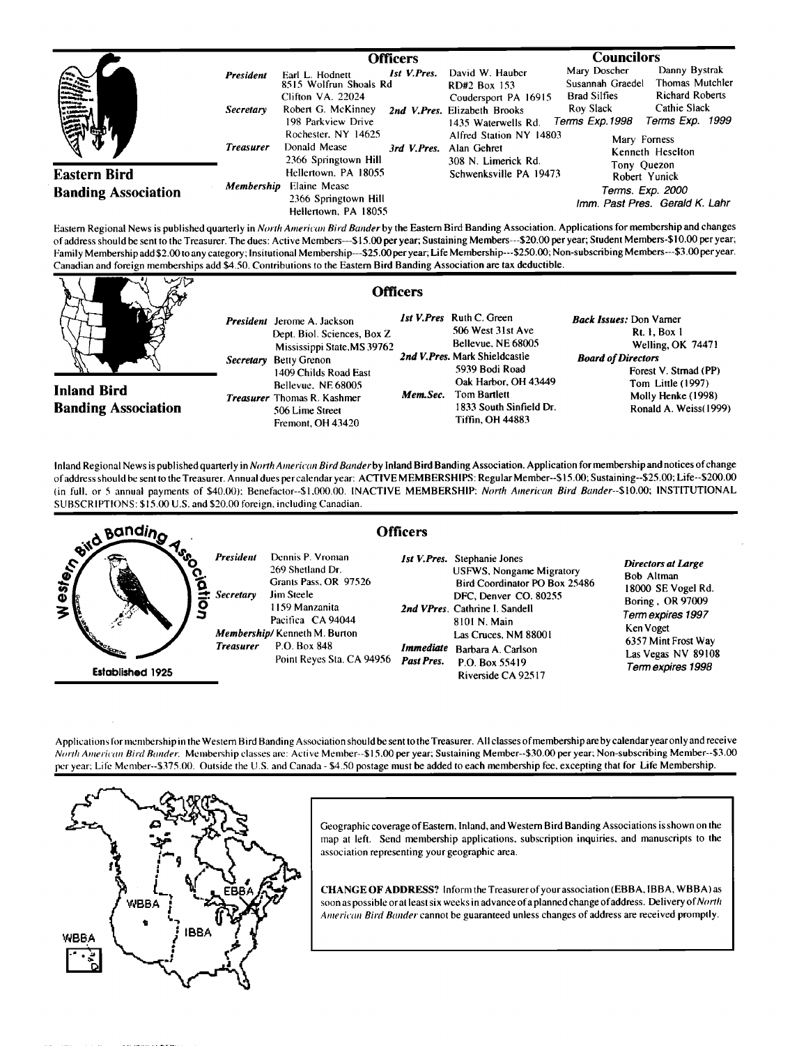## Eastern Bird Banding Association

### Officers

*President* Earl L. Hodnett, 8515 Wolfrun Shoals Rd, Clifton VA. 22024

*Secretary* Robert G. McKinney, 198 Parkview Drive, Rochester, NY 14625

*Treasurer* Donald Mease, 2366 Springtown Hill, Hellertown, PA 18055

*Membership* Elaine Mease, 2366 Springtown Hill, Hellertown, PA 18055

*1st V.Pres.* David W. Hauber, RD#2 Box 153, Coudersport PA 16915

*2nd V.Pres.* Elizabeth Brooks, 1435 Waterwells Rd. Alfred Station NY 14803

*3rd V.Pres.* Alan Gehret, 308 N. Limerick Rd. Schwenksville PA 19473

### Councilors

Mary Doscher, Susannah Graedel, Brad Silfies, Roy Slack — *Terms Exp.1998*

Danny Bystrak, Thomas Mutchler, Richard Roberts, Cathie Slack — *Terms Exp. 1999*

Mary Forness, Kenneth Heselton, Tony Quezon, Robert Yunick — *Terms. Exp. 2000*

*Imm. Past Pres.* Gerald K. Lahr

Eastern Regional News is published quarterly in *North American Bird Bander* by the Eastern Bird Banding Association. Applications for membership and changes of address should be sent to the Treasurer. The dues: Active Members---$15.00 per year; Sustaining Members---$20.00 per year; Student Members-$10.00 per year; Family Membership add $2.00 to any category; Insitutional Membership---$25.00 per year; Life Membership---$250.00; Non-subscribing Members---$3.00 per year. Canadian and foreign memberships add $4.50. Contributions to the Eastern Bird Banding Association are tax deductible.

## Inland Bird Banding Association

### Officers

*President* Jerome A. Jackson, Dept. Biol. Sciences, Box Z, Mississippi State, MS 39762

*Secretary* Betty Grenon, 1409 Childs Road East, Bellevue, NE 68005

*Treasurer* Thomas R. Kashmer, 506 Lime Street, Fremont, OH 43420

*1st V.Pres* Ruth C. Green, 506 West 31st Ave, Bellevue, NE 68005

*2nd V.Pres.* Mark Shieldcastle, 5939 Bodi Road, Oak Harbor, OH 43449

*Mem.Sec.* Tom Bartlett, 1833 South Sinfield Dr. Tiffin, OH 44883

*Back Issues:* Don Varner, Rt. 1, Box 1, Welling, OK 74471

*Board of Directors*
Forest V. Strnad (PP)
Tom Little (1997)
Molly Henke (1998)
Ronald A. Weiss (1999)

Inland Regional News is published quarterly in *North American Bird Bander* by Inland Bird Banding Association. Application for membership and notices of change of address should be sent to the Treasurer. Annual dues per calendar year: ACTIVE MEMBERSHIPS: Regular Member--$15.00; Sustaining--$25.00; Life--$200.00 (in full, or 5 annual payments of $40.00); Benefactor--$1,000.00. INACTIVE MEMBERSHIP: *North American Bird Bander*--$10.00; INSTITUTIONAL SUBSCRIPTIONS: $15.00 U.S. and $20.00 foreign, including Canadian.

## Western Bird Banding Association

Established 1925

### Officers

*President* Dennis P. Vroman, 269 Shetland Dr. Grants Pass, OR 97526

*Secretary* Jim Steele, 1159 Manzanita, Pacifica CA 94044

*Membership/Treasurer* Kenneth M. Burton, P.O. Box 848, Point Reyes Sta. CA 94956

*1st V.Pres.* Stephanie Jones, USFWS, Nongame Migratory Bird Coordinator PO Box 25486 DFC, Denver CO. 80255

*2nd VPres.* Cathrine I. Sandell, 8101 N. Main, Las Cruces, NM 88001

*Immediate Past Pres.* Barbara A. Carlson, P.O. Box 55419, Riverside CA 92517

*Directors at Large*
Bob Altman, 18000 SE Vogel Rd. Boring, OR 97009 — *Term expires 1997*
Ken Voget, 6357 Mint Frost Way, Las Vegas NV 89108 — *Term expires 1998*

Applications for membership in the Western Bird Banding Association should be sent to the Treasurer. All classes of membership are by calendar year only and receive *North American Bird Bander*. Membership classes are: Active Member--$15.00 per year; Sustaining Member--$30.00 per year; Non-subscribing Member--$3.00 per year; Life Member--$375.00. Outside the U.S. and Canada - $4.50 postage must be added to each membership fee, excepting that for Life Membership.

Geographic coverage of Eastern, Inland, and Western Bird Banding Associations is shown on the map at left. Send membership applications, subscription inquiries, and manuscripts to the association representing your geographic area.

**CHANGE OF ADDRESS?** Inform the Treasurer of your association (EBBA, IBBA, WBBA) as soon as possible or at least six weeks in advance of a planned change of address. Delivery of *North American Bird Bander* cannot be guaranteed unless changes of address are received promptly.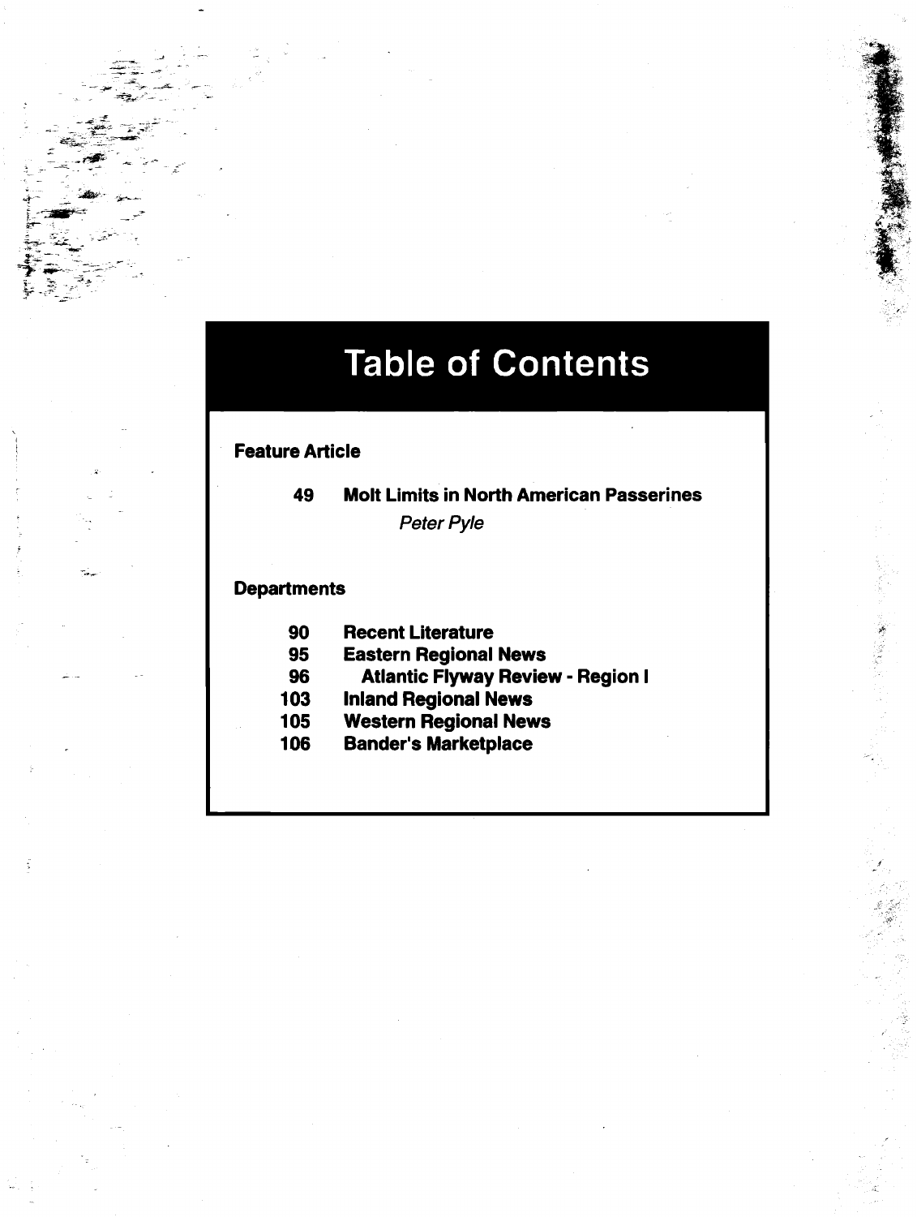# Table of Contents

## Feature Article

49 **Molt Limits in North American Passerines**
*Peter Pyle*

## Departments

90 **Recent Literature**
95 **Eastern Regional News**
96 **Atlantic Flyway Review - Region I**
103 **Inland Regional News**
105 **Western Regional News**
106 **Bander's Marketplace**